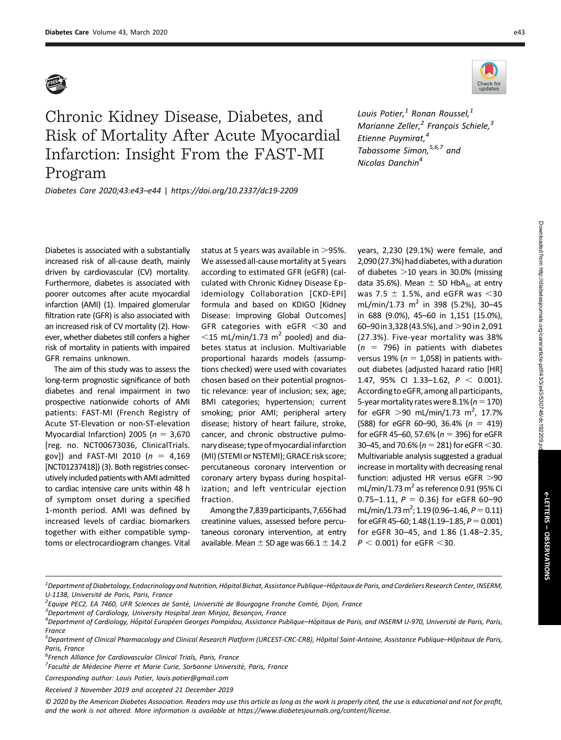# Chronic Kidney Disease, Diabetes, and Risk of Mortality After Acute Myocardial Infarction: Insight From the FAST-MI Program

*Diabetes Care 2020;43:e43–e44 | https://doi.org/10.2337/dc19-2209*

*Louis Potier,[1] Ronan Roussel,[1] Marianne Zeller,[2] François Schiele,[3] Etienne Puymirat,[4] Tabassome Simon,[5,6,7] and Nicolas Danchin[4]*

Diabetes is associated with a substantially increased risk of all-cause death, mainly driven by cardiovascular (CV) mortality. Furthermore, diabetes is associated with poorer outcomes after acute myocardial infarction (AMI) (1). Impaired glomerular filtration rate (GFR) is also associated with an increased risk of CV mortality (2). However, whether diabetes still confers a higher risk of mortality in patients with impaired GFR remains unknown.

The aim of this study was to assess the long-term prognostic significance of both diabetes and renal impairment in two prospective nationwide cohorts of AMI patients: FAST-MI (French Registry of Acute ST-Elevation or non-ST-elevation Myocardial Infarction) 2005 ($n$ = 3,670 [reg. no. NCT00673036, ClinicalTrials.gov]) and FAST-MI 2010 ($n$ = 4,169 [NCT01237418]) (3). Both registries consecutively included patients with AMI admitted to cardiac intensive care units within 48 h of symptom onset during a specified 1-month period. AMI was defined by increased levels of cardiac biomarkers together with either compatible symptoms or electrocardiogram changes. Vital status at 5 years was available in >95%. We assessed all-cause mortality at 5 years according to estimated GFR (eGFR) (calculated with Chronic Kidney Disease Epidemiology Collaboration [CKD-EPI] formula and based on KDIGO [Kidney Disease: Improving Global Outcomes] GFR categories with eGFR <30 and <15 mL/min/1.73 m$^2$ pooled) and diabetes status at inclusion. Multivariable proportional hazards models (assumptions checked) were used with covariates chosen based on their potential prognostic relevance: year of inclusion; sex; age; BMI categories; hypertension; current smoking; prior AMI; peripheral artery disease; history of heart failure, stroke, cancer, and chronic obstructive pulmonary disease; type of myocardial infarction (MI) (STEMI or NSTEMI); GRACE risk score; percutaneous coronary intervention or coronary artery bypass during hospitalization; and left ventricular ejection fraction.

Among the 7,839 participants, 7,656 had creatinine values, assessed before percutaneous coronary intervention, at entry available. Mean ± SD age was 66.1 ± 14.2 years, 2,230 (29.1%) were female, and 2,090 (27.3%) had diabetes, with a duration of diabetes >10 years in 30.0% (missing data 35.6%). Mean ± SD HbA$_{1c}$ at entry was 7.5 ± 1.5%, and eGFR was <30 mL/min/1.73 m$^2$ in 398 (5.2%), 30–45 in 688 (9.0%), 45–60 in 1,151 (15.0%), 60–90 in 3,328 (43.5%), and >90 in 2,091 (27.3%). Five-year mortality was 38% ($n$ = 796) in patients with diabetes versus 19% ($n$ = 1,058) in patients without diabetes (adjusted hazard ratio [HR] 1.47, 95% CI 1.33–1.62, $P$ < 0.001). According to eGFR, among all participants, 5-year mortality rates were 8.1% ($n$ = 170) for eGFR >90 mL/min/1.73 m$^2$, 17.7% (588) for eGFR 60–90, 36.4% ($n$ = 419) for eGFR 45–60, 57.6% ($n$ = 396) for eGFR 30–45, and 70.6% ($n$ = 281) for eGFR <30. Multivariable analysis suggested a gradual increase in mortality with decreasing renal function: adjusted HR versus eGFR >90 mL/min/1.73 m$^2$ as reference 0.91 (95% CI 0.75–1.11, $P$ = 0.36) for eGFR 60–90 mL/min/1.73 m$^2$; 1.19 (0.96–1.46, $P$ = 0.11) for eGFR 45–60; 1.48 (1.19–1.85, $P$ = 0.001) for eGFR 30–45, and 1.86 (1.48–2.35, $P$ < 0.001) for eGFR <30.

[1]Department of Diabetology, Endocrinology and Nutrition, Hôpital Bichat, Assistance Publique–Hôpitaux de Paris, and Cordeliers Research Center, INSERM, U-1138, Université de Paris, Paris, France

[2]Equipe PEC2, EA 7460, UFR Sciences de Santé, Université de Bourgogne Franche Comté, Dijon, France

[3]Department of Cardiology, University Hospital Jean Minjoz, Besançon, France

[4]Department of Cardiology, Hôpital Européen Georges Pompidou, Assistance Publique–Hôpitaux de Paris, and INSERM U-970, Université de Paris, Paris, France

[5]Department of Clinical Pharmacology and Clinical Research Platform (URCEST-CRC-CRB), Hôpital Saint-Antoine, Assistance Publique–Hôpitaux de Paris, Paris, France

[6]French Alliance for Cardiovascular Clinical Trials, Paris, France

[7]Faculté de Médecine Pierre et Marie Curie, Sorbonne Université, Paris, France

Corresponding author: Louis Potier, louis.potier@gmail.com

Received 3 November 2019 and accepted 21 December 2019

© 2020 by the American Diabetes Association. Readers may use this article as long as the work is properly cited, the use is educational and not for profit, and the work is not altered. More information is available at https://www.diabetesjournals.org/content/license.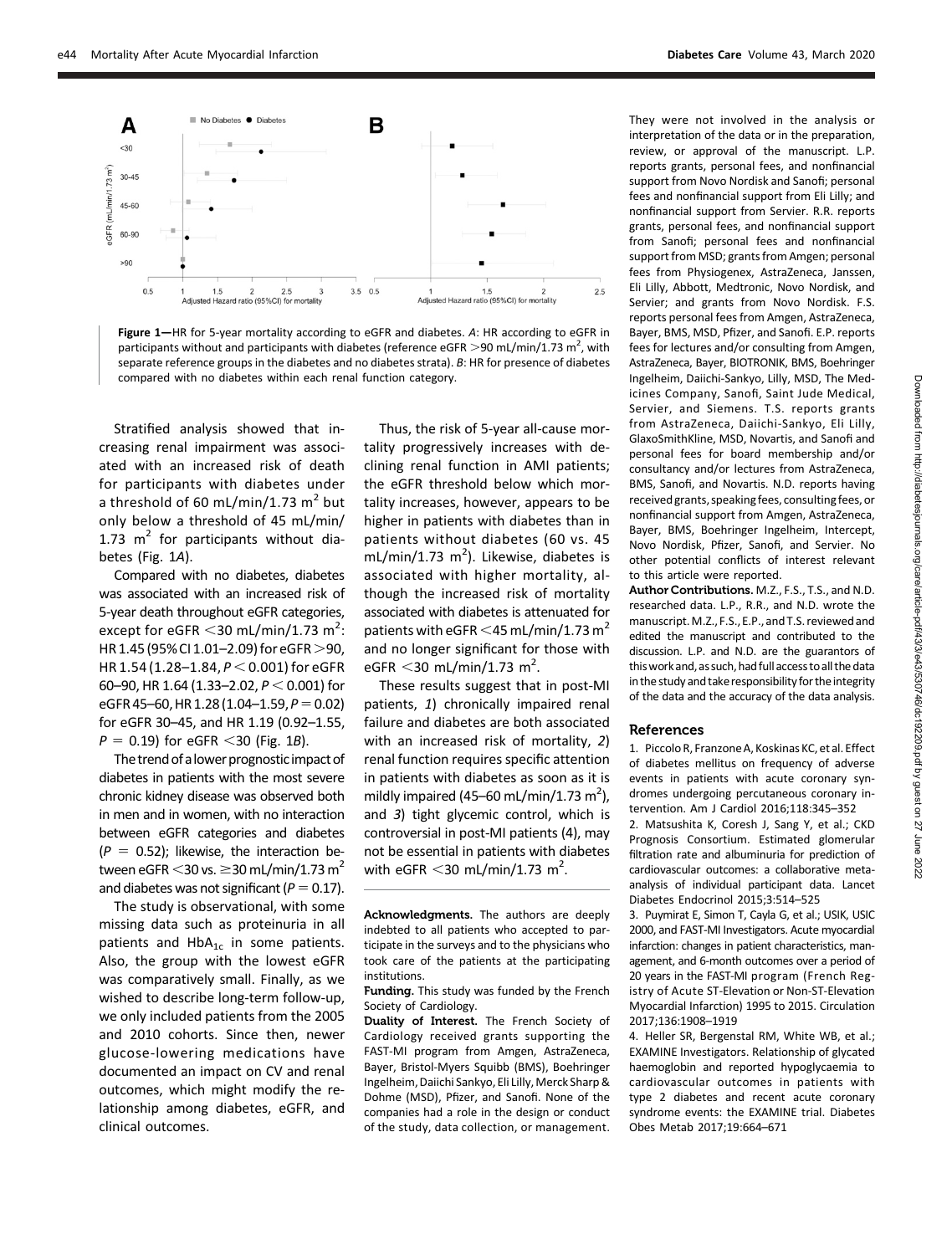A

No Diabetes ● Diabetes

eGFR (mL/min/1.73 m²)

<30

30-45

45-60

60-90

>90

0.5 1 1.5 2 2.5 3 3.5

Adjusted Hazard ratio (95%CI) for mortality

B

0.5 1 1.5 2 2.5

Adjusted Hazard ratio (95%CI) for mortality

**Figure 1**—HR for 5-year mortality according to eGFR and diabetes. *A*: HR according to eGFR in participants without and participants with diabetes (reference eGFR >90 mL/min/1.73 m$^2$, with separate reference groups in the diabetes and no diabetes strata). *B*: HR for presence of diabetes compared with no diabetes within each renal function category.

Stratified analysis showed that increasing renal impairment was associated with an increased risk of death for participants with diabetes under a threshold of 60 mL/min/1.73 m$^2$ but only below a threshold of 45 mL/min/1.73 m$^2$ for participants without diabetes (Fig. 1*A*).

Compared with no diabetes, diabetes was associated with an increased risk of 5-year death throughout eGFR categories, except for eGFR <30 mL/min/1.73 m$^2$: HR 1.45 (95% CI 1.01–2.09) for eGFR >90, HR 1.54 (1.28–1.84, $P < 0.001$) for eGFR 60–90, HR 1.64 (1.33–2.02, $P < 0.001$) for eGFR 45–60, HR 1.28 (1.04–1.59, $P = 0.02$) for eGFR 30–45, and HR 1.19 (0.92–1.55, $P = 0.19$) for eGFR <30 (Fig. 1*B*).

The trend of a lower prognostic impact of diabetes in patients with the most severe chronic kidney disease was observed both in men and in women, with no interaction between eGFR categories and diabetes ($P = 0.52$); likewise, the interaction between eGFR <30 vs. ≥30 mL/min/1.73 m$^2$ and diabetes was not significant ($P = 0.17$).

The study is observational, with some missing data such as proteinuria in all patients and $HbA_{1c}$ in some patients. Also, the group with the lowest eGFR was comparatively small. Finally, as we wished to describe long-term follow-up, we only included patients from the 2005 and 2010 cohorts. Since then, newer glucose-lowering medications have documented an impact on CV and renal outcomes, which might modify the relationship among diabetes, eGFR, and clinical outcomes.

Thus, the risk of 5-year all-cause mortality progressively increases with declining renal function in AMI patients; the eGFR threshold below which mortality increases, however, appears to be higher in patients with diabetes than in patients without diabetes (60 vs. 45 mL/min/1.73 m$^2$). Likewise, diabetes is associated with higher mortality, although the increased risk of mortality associated with diabetes is attenuated for patients with eGFR <45 mL/min/1.73 m$^2$ and no longer significant for those with eGFR <30 mL/min/1.73 m$^2$.

These results suggest that in post-MI patients, *1*) chronically impaired renal failure and diabetes are both associated with an increased risk of mortality, *2*) renal function requires specific attention in patients with diabetes as soon as it is mildly impaired (45–60 mL/min/1.73 m$^2$), and *3*) tight glycemic control, which is controversial in post-MI patients (4), may not be essential in patients with diabetes with eGFR <30 mL/min/1.73 m$^2$.

**Acknowledgments.** The authors are deeply indebted to all patients who accepted to participate in the surveys and to the physicians who took care of the patients at the participating institutions.

**Funding.** This study was funded by the French Society of Cardiology.

**Duality of Interest.** The French Society of Cardiology received grants supporting the FAST-MI program from Amgen, AstraZeneca, Bayer, Bristol-Myers Squibb (BMS), Boehringer Ingelheim, Daiichi Sankyo, Eli Lilly, Merck Sharp & Dohme (MSD), Pfizer, and Sanofi. None of the companies had a role in the design or conduct of the study, data collection, or management. They were not involved in the analysis or interpretation of the data or in the preparation, review, or approval of the manuscript. L.P. reports grants, personal fees, and nonfinancial support from Novo Nordisk and Sanofi; personal fees and nonfinancial support from Eli Lilly; and nonfinancial support from Servier. R.R. reports grants, personal fees, and nonfinancial support from Sanofi; personal fees and nonfinancial support from MSD; grants from Amgen; personal fees from Physiogenex, AstraZeneca, Janssen, Eli Lilly, Abbott, Medtronic, Novo Nordisk, and Servier; and grants from Novo Nordisk. F.S. reports personal fees from Amgen, AstraZeneca, Bayer, BMS, MSD, Pfizer, and Sanofi. E.P. reports fees for lectures and/or consulting from Amgen, AstraZeneca, Bayer, BIOTRONIK, BMS, Boehringer Ingelheim, Daiichi-Sankyo, Lilly, MSD, The Medicines Company, Sanofi, Saint Jude Medical, Servier, and Siemens. T.S. reports grants from AstraZeneca, Daiichi-Sankyo, Eli Lilly, GlaxoSmithKline, MSD, Novartis, and Sanofi and personal fees for board membership and/or consultancy and/or lectures from AstraZeneca, BMS, Sanofi, and Novartis. N.D. reports having received grants, speaking fees, consulting fees, or nonfinancial support from Amgen, AstraZeneca, Bayer, BMS, Boehringer Ingelheim, Intercept, Novo Nordisk, Pfizer, Sanofi, and Servier. No other potential conflicts of interest relevant to this article were reported.

**Author Contributions.** M.Z., F.S., T.S., and N.D. researched data. L.P., R.R., and N.D. wrote the manuscript. M.Z., F.S., E.P., and T.S. reviewed and edited the manuscript and contributed to the discussion. L.P. and N.D. are the guarantors of this work and, as such, had full access to all the data in the study and take responsibility for the integrity of the data and the accuracy of the data analysis.

## References

1. Piccolo R, Franzone A, Koskinas KC, et al. Effect of diabetes mellitus on frequency of adverse events in patients with acute coronary syndromes undergoing percutaneous coronary intervention. Am J Cardiol 2016;118:345–352
2. Matsushita K, Coresh J, Sang Y, et al.; CKD Prognosis Consortium. Estimated glomerular filtration rate and albuminuria for prediction of cardiovascular outcomes: a collaborative meta-analysis of individual participant data. Lancet Diabetes Endocrinol 2015;3:514–525
3. Puymirat E, Simon T, Cayla G, et al.; USIK, USIC 2000, and FAST-MI Investigators. Acute myocardial infarction: changes in patient characteristics, management, and 6-month outcomes over a period of 20 years in the FAST-MI program (French Registry of Acute ST-Elevation or Non-ST-Elevation Myocardial Infarction) 1995 to 2015. Circulation 2017;136:1908–1919
4. Heller SR, Bergenstal RM, White WB, et al.; EXAMINE Investigators. Relationship of glycated haemoglobin and reported hypoglycaemia to cardiovascular outcomes in patients with type 2 diabetes and recent acute coronary syndrome events: the EXAMINE trial. Diabetes Obes Metab 2017;19:664–671